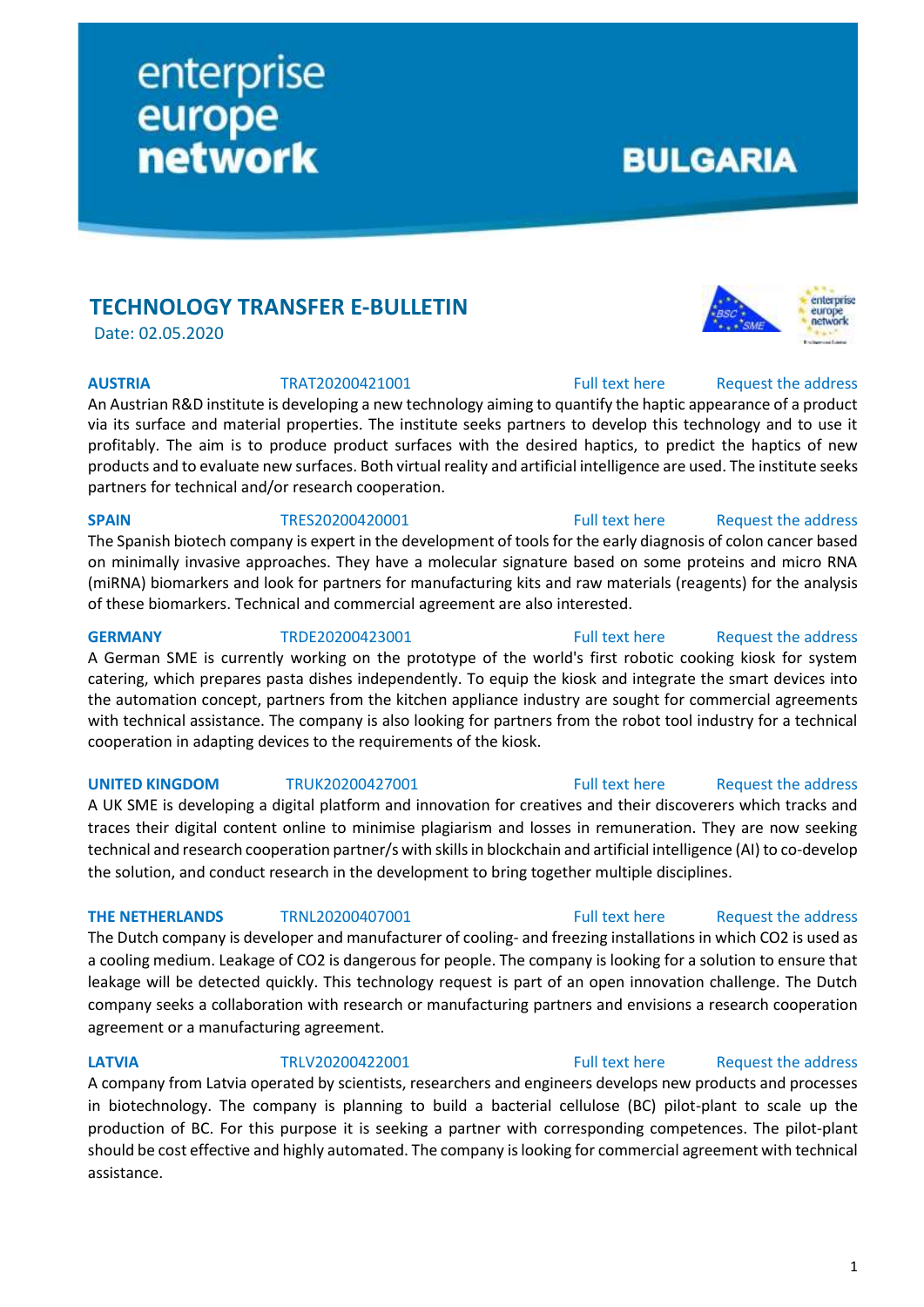enterprise europe network

BULGARIA

## TECHNOLOGY TRANSFER E-BULLETIN

Date: 02.05.2020

**AUSTRIA** TRAT20200421001 Full text here Request the address

An Austrian R&D institute is developing a new technology aiming to quantify the haptic appearance of a product via its surface and material properties. The institute seeks partners to develop this technology and to use it profitably. The aim is to produce product surfaces with the desired haptics, to predict the haptics of new products and to evaluate new surfaces. Both virtual reality and artificial intelligence are used. The institute seeks partners for technical and/or research cooperation.

**SPAIN** TRES20200420001 Full text here Request the address

The Spanish biotech company is expert in the development of tools for the early diagnosis of colon cancer based on minimally invasive approaches. They have a molecular signature based on some proteins and micro RNA (miRNA) biomarkers and look for partners for manufacturing kits and raw materials (reagents) for the analysis of these biomarkers. Technical and commercial agreement are also interested.

**GERMANY** TRDE20200423001 Full text here Request the address

A German SME is currently working on the prototype of the world's first robotic cooking kiosk for system catering, which prepares pasta dishes independently. To equip the kiosk and integrate the smart devices into the automation concept, partners from the kitchen appliance industry are sought for commercial agreements with technical assistance. The company is also looking for partners from the robot tool industry for a technical cooperation in adapting devices to the requirements of the kiosk.

**UNITED KINGDOM** TRUK20200427001 Full text here Request the address

A UK SME is developing a digital platform and innovation for creatives and their discoverers which tracks and traces their digital content online to minimise plagiarism and losses in remuneration. They are now seeking technical and research cooperation partner/s with skills in blockchain and artificial intelligence (AI) to co-develop the solution, and conduct research in the development to bring together multiple disciplines.

**THE NETHERLANDS** TRNL20200407001 Full text here Request the address

The Dutch company is developer and manufacturer of cooling- and freezing installations in which $CO_2$ is used as a cooling medium. Leakage of $CO_2$ is dangerous for people. The company is looking for a solution to ensure that leakage will be detected quickly. This technology request is part of an open innovation challenge. The Dutch company seeks a collaboration with research or manufacturing partners and envisions a research cooperation agreement or a manufacturing agreement.

**LATVIA** TRLV20200422001 Full text here Request the address

A company from Latvia operated by scientists, researchers and engineers develops new products and processes in biotechnology. The company is planning to build a bacterial cellulose (BC) pilot-plant to scale up the production of BC. For this purpose it is seeking a partner with corresponding competences. The pilot-plant should be cost effective and highly automated. The company is looking for commercial agreement with technical assistance.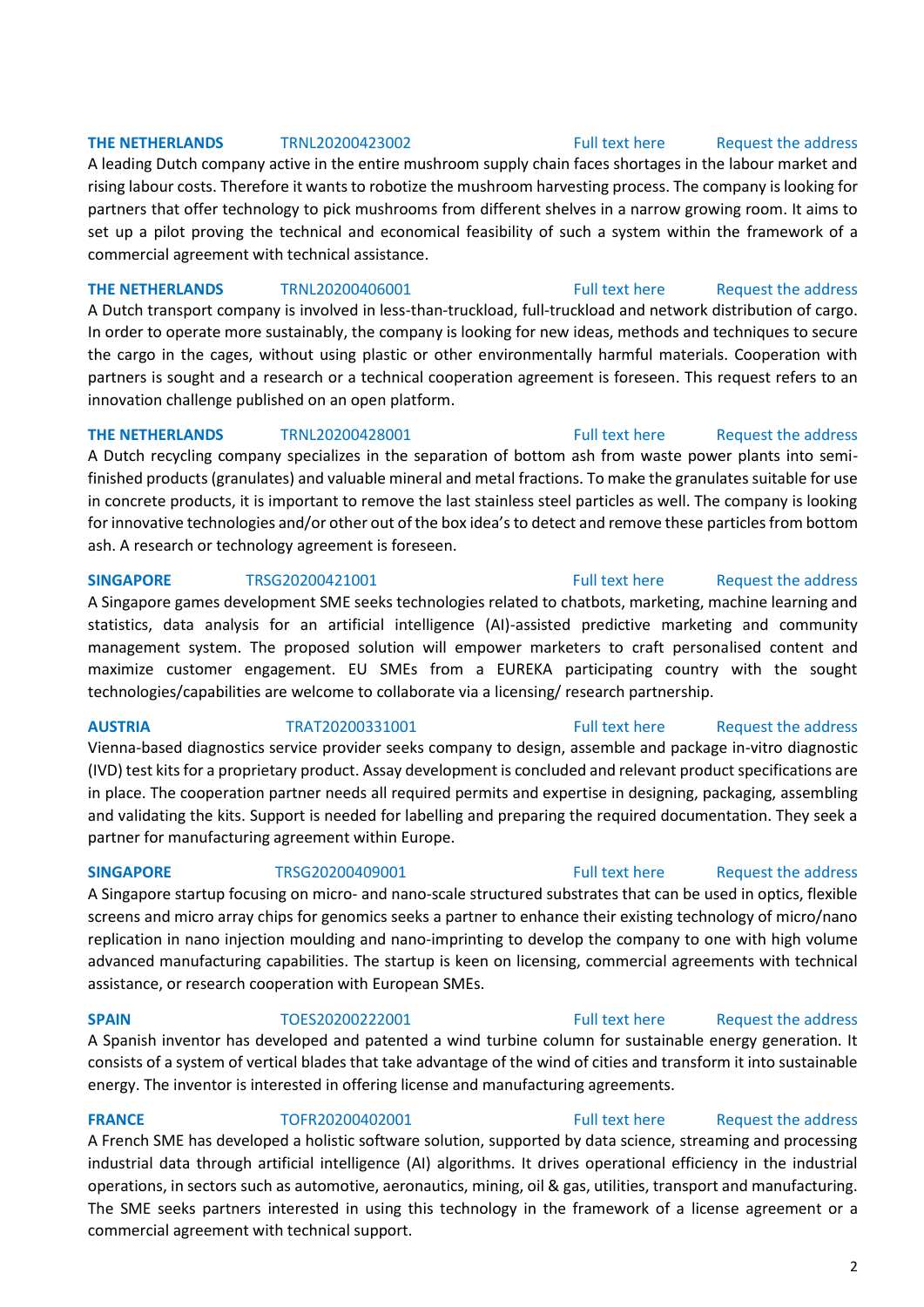**THE NETHERLANDS** TRNL20200423002 Full text here Request the address

A leading Dutch company active in the entire mushroom supply chain faces shortages in the labour market and rising labour costs. Therefore it wants to robotize the mushroom harvesting process. The company is looking for partners that offer technology to pick mushrooms from different shelves in a narrow growing room. It aims to set up a pilot proving the technical and economical feasibility of such a system within the framework of a commercial agreement with technical assistance.

**THE NETHERLANDS** TRNL20200406001 Full text here Request the address

A Dutch transport company is involved in less-than-truckload, full-truckload and network distribution of cargo. In order to operate more sustainably, the company is looking for new ideas, methods and techniques to secure the cargo in the cages, without using plastic or other environmentally harmful materials. Cooperation with partners is sought and a research or a technical cooperation agreement is foreseen. This request refers to an innovation challenge published on an open platform.

**THE NETHERLANDS** TRNL20200428001 Full text here Request the address

A Dutch recycling company specializes in the separation of bottom ash from waste power plants into semi-finished products (granulates) and valuable mineral and metal fractions. To make the granulates suitable for use in concrete products, it is important to remove the last stainless steel particles as well. The company is looking for innovative technologies and/or other out of the box idea's to detect and remove these particles from bottom ash. A research or technology agreement is foreseen.

**SINGAPORE** TRSG20200421001 Full text here Request the address

A Singapore games development SME seeks technologies related to chatbots, marketing, machine learning and statistics, data analysis for an artificial intelligence (AI)-assisted predictive marketing and community management system. The proposed solution will empower marketers to craft personalised content and maximize customer engagement. EU SMEs from a EUREKA participating country with the sought technologies/capabilities are welcome to collaborate via a licensing/ research partnership.

**AUSTRIA** TRAT20200331001 Full text here Request the address

Vienna-based diagnostics service provider seeks company to design, assemble and package in-vitro diagnostic (IVD) test kits for a proprietary product. Assay development is concluded and relevant product specifications are in place. The cooperation partner needs all required permits and expertise in designing, packaging, assembling and validating the kits. Support is needed for labelling and preparing the required documentation. They seek a partner for manufacturing agreement within Europe.

**SINGAPORE** TRSG20200409001 Full text here Request the address

A Singapore startup focusing on micro- and nano-scale structured substrates that can be used in optics, flexible screens and micro array chips for genomics seeks a partner to enhance their existing technology of micro/nano replication in nano injection moulding and nano-imprinting to develop the company to one with high volume advanced manufacturing capabilities. The startup is keen on licensing, commercial agreements with technical assistance, or research cooperation with European SMEs.

**SPAIN** TOES20200222001 Full text here Request the address

A Spanish inventor has developed and patented a wind turbine column for sustainable energy generation. It consists of a system of vertical blades that take advantage of the wind of cities and transform it into sustainable energy. The inventor is interested in offering license and manufacturing agreements.

**FRANCE** TOFR20200402001 Full text here Request the address

A French SME has developed a holistic software solution, supported by data science, streaming and processing industrial data through artificial intelligence (AI) algorithms. It drives operational efficiency in the industrial operations, in sectors such as automotive, aeronautics, mining, oil & gas, utilities, transport and manufacturing. The SME seeks partners interested in using this technology in the framework of a license agreement or a commercial agreement with technical support.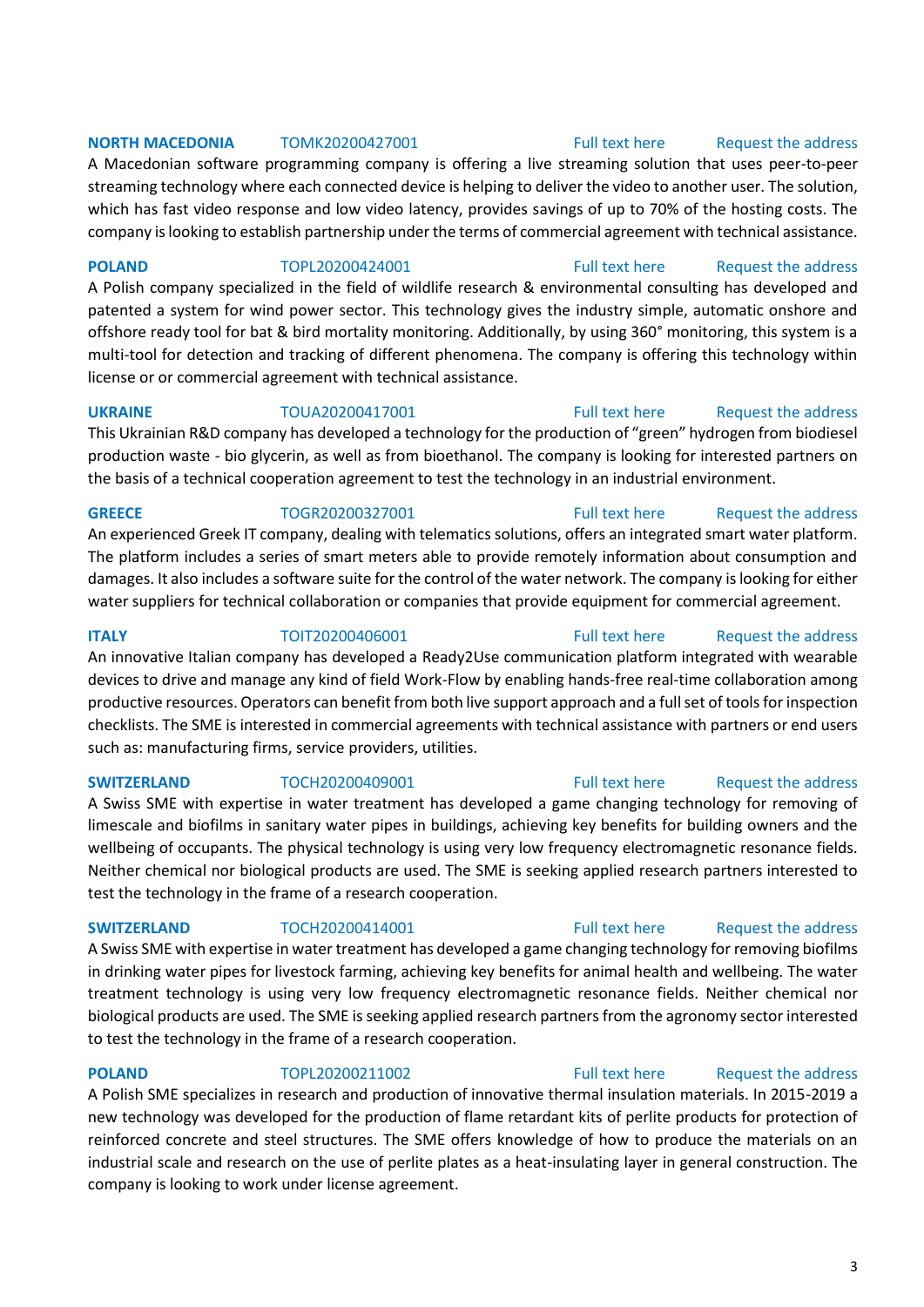**NORTH MACEDONIA** TOMK20200427001 Full text here Request the address

A Macedonian software programming company is offering a live streaming solution that uses peer-to-peer streaming technology where each connected device is helping to deliver the video to another user. The solution, which has fast video response and low video latency, provides savings of up to 70% of the hosting costs. The company is looking to establish partnership under the terms of commercial agreement with technical assistance.

**POLAND** TOPL20200424001 Full text here Request the address

A Polish company specialized in the field of wildlife research & environmental consulting has developed and patented a system for wind power sector. This technology gives the industry simple, automatic onshore and offshore ready tool for bat & bird mortality monitoring. Additionally, by using 360° monitoring, this system is a multi-tool for detection and tracking of different phenomena. The company is offering this technology within license or or commercial agreement with technical assistance.

**UKRAINE** TOUA20200417001 Full text here Request the address

This Ukrainian R&D company has developed a technology for the production of "green" hydrogen from biodiesel production waste - bio glycerin, as well as from bioethanol. The company is looking for interested partners on the basis of a technical cooperation agreement to test the technology in an industrial environment.

**GREECE** TOGR20200327001 Full text here Request the address

An experienced Greek IT company, dealing with telematics solutions, offers an integrated smart water platform. The platform includes a series of smart meters able to provide remotely information about consumption and damages. It also includes a software suite for the control of the water network. The company is looking for either water suppliers for technical collaboration or companies that provide equipment for commercial agreement.

**ITALY** TOIT20200406001 Full text here Request the address

An innovative Italian company has developed a Ready2Use communication platform integrated with wearable devices to drive and manage any kind of field Work-Flow by enabling hands-free real-time collaboration among productive resources. Operators can benefit from both live support approach and a full set of tools for inspection checklists. The SME is interested in commercial agreements with technical assistance with partners or end users such as: manufacturing firms, service providers, utilities.

**SWITZERLAND** TOCH20200409001 Full text here Request the address

A Swiss SME with expertise in water treatment has developed a game changing technology for removing of limescale and biofilms in sanitary water pipes in buildings, achieving key benefits for building owners and the wellbeing of occupants. The physical technology is using very low frequency electromagnetic resonance fields. Neither chemical nor biological products are used. The SME is seeking applied research partners interested to test the technology in the frame of a research cooperation.

**SWITZERLAND** TOCH20200414001 Full text here Request the address

A Swiss SME with expertise in water treatment has developed a game changing technology for removing biofilms in drinking water pipes for livestock farming, achieving key benefits for animal health and wellbeing. The water treatment technology is using very low frequency electromagnetic resonance fields. Neither chemical nor biological products are used. The SME is seeking applied research partners from the agronomy sector interested to test the technology in the frame of a research cooperation.

**POLAND** TOPL20200211002 Full text here Request the address

A Polish SME specializes in research and production of innovative thermal insulation materials. In 2015-2019 a new technology was developed for the production of flame retardant kits of perlite products for protection of reinforced concrete and steel structures. The SME offers knowledge of how to produce the materials on an industrial scale and research on the use of perlite plates as a heat-insulating layer in general construction. The company is looking to work under license agreement.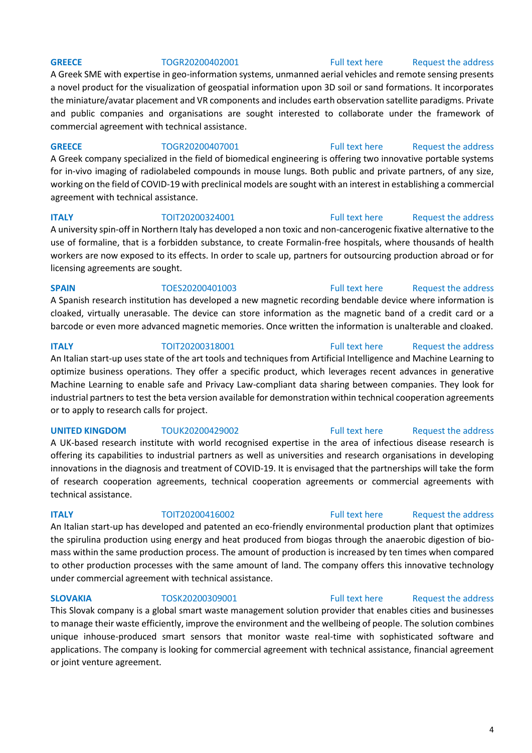**GREECE** TOGR20200402001 Full text here Request the address

A Greek SME with expertise in geo-information systems, unmanned aerial vehicles and remote sensing presents a novel product for the visualization of geospatial information upon 3D soil or sand formations. It incorporates the miniature/avatar placement and VR components and includes earth observation satellite paradigms. Private and public companies and organisations are sought interested to collaborate under the framework of commercial agreement with technical assistance.

**GREECE** TOGR20200407001 Full text here Request the address

A Greek company specialized in the field of biomedical engineering is offering two innovative portable systems for in-vivo imaging of radiolabeled compounds in mouse lungs. Both public and private partners, of any size, working on the field of COVID-19 with preclinical models are sought with an interest in establishing a commercial agreement with technical assistance.

**ITALY** TOIT20200324001 Full text here Request the address

A university spin-off in Northern Italy has developed a non toxic and non-cancerogenic fixative alternative to the use of formaline, that is a forbidden substance, to create Formalin-free hospitals, where thousands of health workers are now exposed to its effects. In order to scale up, partners for outsourcing production abroad or for licensing agreements are sought.

**SPAIN** TOES20200401003 Full text here Request the address

A Spanish research institution has developed a new magnetic recording bendable device where information is cloaked, virtually unerasable. The device can store information as the magnetic band of a credit card or a barcode or even more advanced magnetic memories. Once written the information is unalterable and cloaked.

**ITALY** TOIT20200318001 Full text here Request the address

An Italian start-up uses state of the art tools and techniques from Artificial Intelligence and Machine Learning to optimize business operations. They offer a specific product, which leverages recent advances in generative Machine Learning to enable safe and Privacy Law-compliant data sharing between companies. They look for industrial partners to test the beta version available for demonstration within technical cooperation agreements or to apply to research calls for project.

**UNITED KINGDOM** TOUK20200429002 Full text here Request the address

A UK-based research institute with world recognised expertise in the area of infectious disease research is offering its capabilities to industrial partners as well as universities and research organisations in developing innovations in the diagnosis and treatment of COVID-19. It is envisaged that the partnerships will take the form of research cooperation agreements, technical cooperation agreements or commercial agreements with technical assistance.

**ITALY** TOIT20200416002 Full text here Request the address

An Italian start-up has developed and patented an eco-friendly environmental production plant that optimizes the spirulina production using energy and heat produced from biogas through the anaerobic digestion of bio-mass within the same production process. The amount of production is increased by ten times when compared to other production processes with the same amount of land. The company offers this innovative technology under commercial agreement with technical assistance.

**SLOVAKIA** TOSK20200309001 Full text here Request the address

This Slovak company is a global smart waste management solution provider that enables cities and businesses to manage their waste efficiently, improve the environment and the wellbeing of people. The solution combines unique inhouse-produced smart sensors that monitor waste real-time with sophisticated software and applications. The company is looking for commercial agreement with technical assistance, financial agreement or joint venture agreement.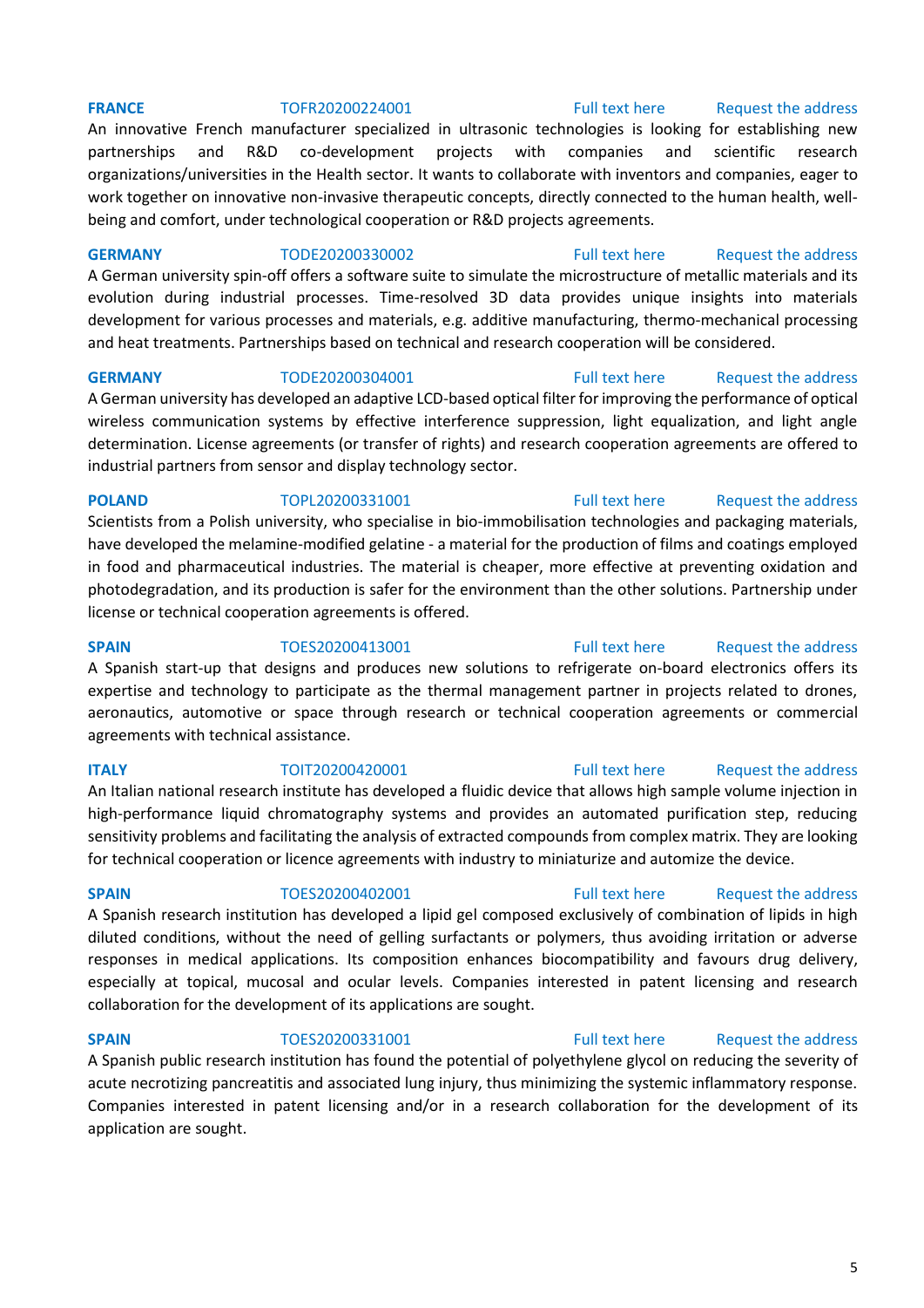**FRANCE** TOFR20200224001 Full text here Request the address

An innovative French manufacturer specialized in ultrasonic technologies is looking for establishing new partnerships and R&D co-development projects with companies and scientific research organizations/universities in the Health sector. It wants to collaborate with inventors and companies, eager to work together on innovative non-invasive therapeutic concepts, directly connected to the human health, well-being and comfort, under technological cooperation or R&D projects agreements.

**GERMANY** TODE20200330002 Full text here Request the address

A German university spin-off offers a software suite to simulate the microstructure of metallic materials and its evolution during industrial processes. Time-resolved 3D data provides unique insights into materials development for various processes and materials, e.g. additive manufacturing, thermo-mechanical processing and heat treatments. Partnerships based on technical and research cooperation will be considered.

**GERMANY** TODE20200304001 Full text here Request the address

A German university has developed an adaptive LCD-based optical filter for improving the performance of optical wireless communication systems by effective interference suppression, light equalization, and light angle determination. License agreements (or transfer of rights) and research cooperation agreements are offered to industrial partners from sensor and display technology sector.

**POLAND** TOPL20200331001 Full text here Request the address

Scientists from a Polish university, who specialise in bio-immobilisation technologies and packaging materials, have developed the melamine-modified gelatine - a material for the production of films and coatings employed in food and pharmaceutical industries. The material is cheaper, more effective at preventing oxidation and photodegradation, and its production is safer for the environment than the other solutions. Partnership under license or technical cooperation agreements is offered.

**SPAIN** TOES20200413001 Full text here Request the address

A Spanish start-up that designs and produces new solutions to refrigerate on-board electronics offers its expertise and technology to participate as the thermal management partner in projects related to drones, aeronautics, automotive or space through research or technical cooperation agreements or commercial agreements with technical assistance.

**ITALY** TOIT20200420001 Full text here Request the address

An Italian national research institute has developed a fluidic device that allows high sample volume injection in high-performance liquid chromatography systems and provides an automated purification step, reducing sensitivity problems and facilitating the analysis of extracted compounds from complex matrix. They are looking for technical cooperation or licence agreements with industry to miniaturize and automize the device.

**SPAIN** TOES20200402001 Full text here Request the address

A Spanish research institution has developed a lipid gel composed exclusively of combination of lipids in high diluted conditions, without the need of gelling surfactants or polymers, thus avoiding irritation or adverse responses in medical applications. Its composition enhances biocompatibility and favours drug delivery, especially at topical, mucosal and ocular levels. Companies interested in patent licensing and research collaboration for the development of its applications are sought.

**SPAIN** TOES20200331001 Full text here Request the address

A Spanish public research institution has found the potential of polyethylene glycol on reducing the severity of acute necrotizing pancreatitis and associated lung injury, thus minimizing the systemic inflammatory response. Companies interested in patent licensing and/or in a research collaboration for the development of its application are sought.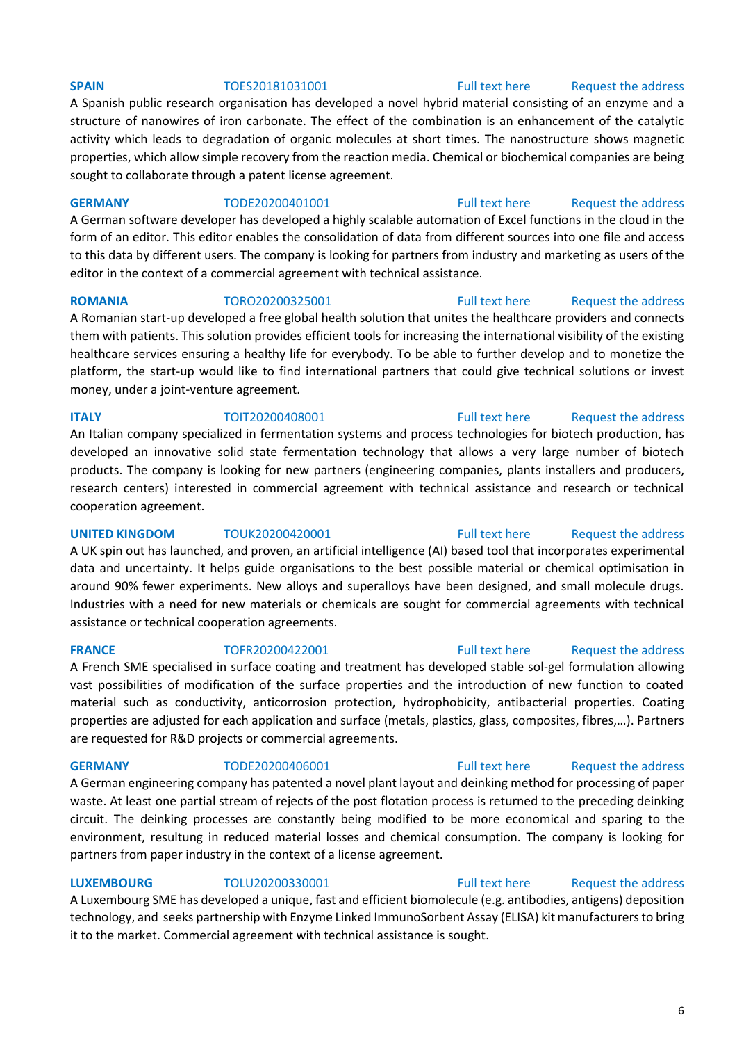**SPAIN** TOES20181031001 Full text here Request the address

A Spanish public research organisation has developed a novel hybrid material consisting of an enzyme and a structure of nanowires of iron carbonate. The effect of the combination is an enhancement of the catalytic activity which leads to degradation of organic molecules at short times. The nanostructure shows magnetic properties, which allow simple recovery from the reaction media. Chemical or biochemical companies are being sought to collaborate through a patent license agreement.

**GERMANY** TODE20200401001 Full text here Request the address

A German software developer has developed a highly scalable automation of Excel functions in the cloud in the form of an editor. This editor enables the consolidation of data from different sources into one file and access to this data by different users. The company is looking for partners from industry and marketing as users of the editor in the context of a commercial agreement with technical assistance.

**ROMANIA** TORO20200325001 Full text here Request the address

A Romanian start-up developed a free global health solution that unites the healthcare providers and connects them with patients. This solution provides efficient tools for increasing the international visibility of the existing healthcare services ensuring a healthy life for everybody. To be able to further develop and to monetize the platform, the start-up would like to find international partners that could give technical solutions or invest money, under a joint-venture agreement.

**ITALY** TOIT20200408001 Full text here Request the address

An Italian company specialized in fermentation systems and process technologies for biotech production, has developed an innovative solid state fermentation technology that allows a very large number of biotech products. The company is looking for new partners (engineering companies, plants installers and producers, research centers) interested in commercial agreement with technical assistance and research or technical cooperation agreement.

**UNITED KINGDOM** TOUK20200420001 Full text here Request the address

A UK spin out has launched, and proven, an artificial intelligence (AI) based tool that incorporates experimental data and uncertainty. It helps guide organisations to the best possible material or chemical optimisation in around 90% fewer experiments. New alloys and superalloys have been designed, and small molecule drugs. Industries with a need for new materials or chemicals are sought for commercial agreements with technical assistance or technical cooperation agreements.

**FRANCE** TOFR20200422001 Full text here Request the address

A French SME specialised in surface coating and treatment has developed stable sol-gel formulation allowing vast possibilities of modification of the surface properties and the introduction of new function to coated material such as conductivity, anticorrosion protection, hydrophobicity, antibacterial properties. Coating properties are adjusted for each application and surface (metals, plastics, glass, composites, fibres,…). Partners are requested for R&D projects or commercial agreements.

**GERMANY** TODE20200406001 Full text here Request the address

A German engineering company has patented a novel plant layout and deinking method for processing of paper waste. At least one partial stream of rejects of the post flotation process is returned to the preceding deinking circuit. The deinking processes are constantly being modified to be more economical and sparing to the environment, resultung in reduced material losses and chemical consumption. The company is looking for partners from paper industry in the context of a license agreement.

**LUXEMBOURG** TOLU20200330001 Full text here Request the address

A Luxembourg SME has developed a unique, fast and efficient biomolecule (e.g. antibodies, antigens) deposition technology, and seeks partnership with Enzyme Linked ImmunoSorbent Assay (ELISA) kit manufacturers to bring it to the market. Commercial agreement with technical assistance is sought.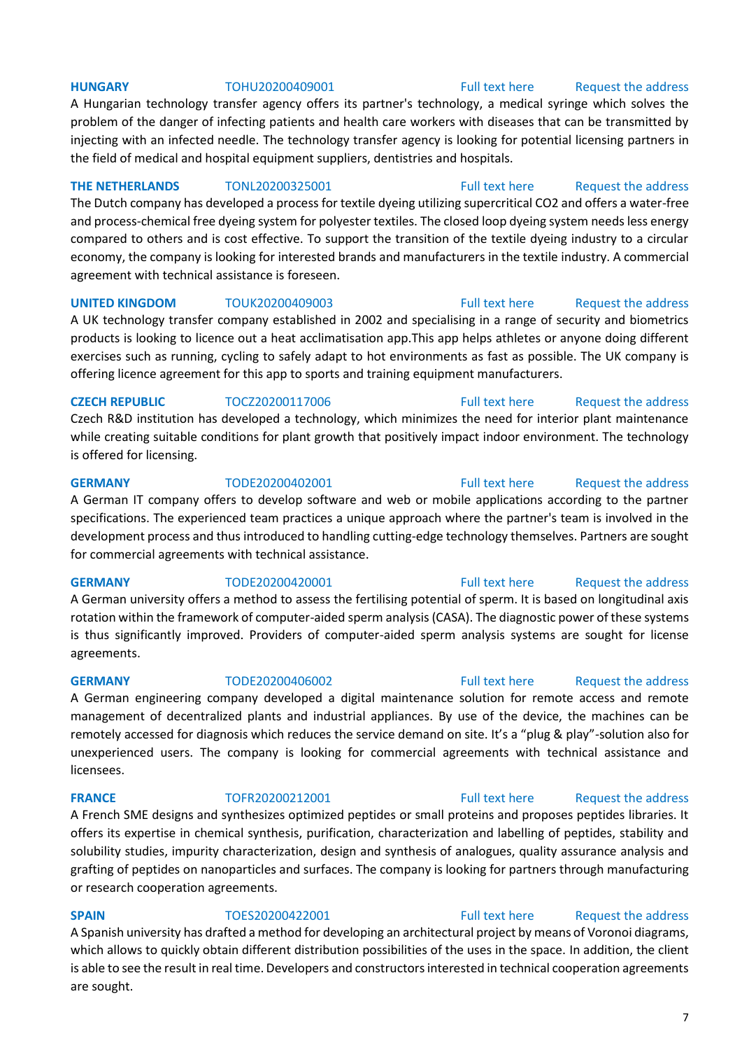**HUNGARY** TOHU20200409001 Full text here Request the address

A Hungarian technology transfer agency offers its partner's technology, a medical syringe which solves the problem of the danger of infecting patients and health care workers with diseases that can be transmitted by injecting with an infected needle. The technology transfer agency is looking for potential licensing partners in the field of medical and hospital equipment suppliers, dentistries and hospitals.

**THE NETHERLANDS** TONL20200325001 Full text here Request the address

The Dutch company has developed a process for textile dyeing utilizing supercritical $CO_2$ and offers a water-free and process-chemical free dyeing system for polyester textiles. The closed loop dyeing system needs less energy compared to others and is cost effective. To support the transition of the textile dyeing industry to a circular economy, the company is looking for interested brands and manufacturers in the textile industry. A commercial agreement with technical assistance is foreseen.

**UNITED KINGDOM** TOUK20200409003 Full text here Request the address

A UK technology transfer company established in 2002 and specialising in a range of security and biometrics products is looking to licence out a heat acclimatisation app.This app helps athletes or anyone doing different exercises such as running, cycling to safely adapt to hot environments as fast as possible. The UK company is offering licence agreement for this app to sports and training equipment manufacturers.

**CZECH REPUBLIC** TOCZ20200117006 Full text here Request the address

Czech R&D institution has developed a technology, which minimizes the need for interior plant maintenance while creating suitable conditions for plant growth that positively impact indoor environment. The technology is offered for licensing.

**GERMANY** TODE20200402001 Full text here Request the address

A German IT company offers to develop software and web or mobile applications according to the partner specifications. The experienced team practices a unique approach where the partner's team is involved in the development process and thus introduced to handling cutting-edge technology themselves. Partners are sought for commercial agreements with technical assistance.

**GERMANY** TODE20200420001 Full text here Request the address

A German university offers a method to assess the fertilising potential of sperm. It is based on longitudinal axis rotation within the framework of computer-aided sperm analysis (CASA). The diagnostic power of these systems is thus significantly improved. Providers of computer-aided sperm analysis systems are sought for license agreements.

**GERMANY** TODE20200406002 Full text here Request the address

A German engineering company developed a digital maintenance solution for remote access and remote management of decentralized plants and industrial appliances. By use of the device, the machines can be remotely accessed for diagnosis which reduces the service demand on site. It's a "plug & play"-solution also for unexperienced users. The company is looking for commercial agreements with technical assistance and licensees.

**FRANCE** TOFR20200212001 Full text here Request the address

A French SME designs and synthesizes optimized peptides or small proteins and proposes peptides libraries. It offers its expertise in chemical synthesis, purification, characterization and labelling of peptides, stability and solubility studies, impurity characterization, design and synthesis of analogues, quality assurance analysis and grafting of peptides on nanoparticles and surfaces. The company is looking for partners through manufacturing or research cooperation agreements.

**SPAIN** TOES20200422001 Full text here Request the address

A Spanish university has drafted a method for developing an architectural project by means of Voronoi diagrams, which allows to quickly obtain different distribution possibilities of the uses in the space. In addition, the client is able to see the result in real time. Developers and constructors interested in technical cooperation agreements are sought.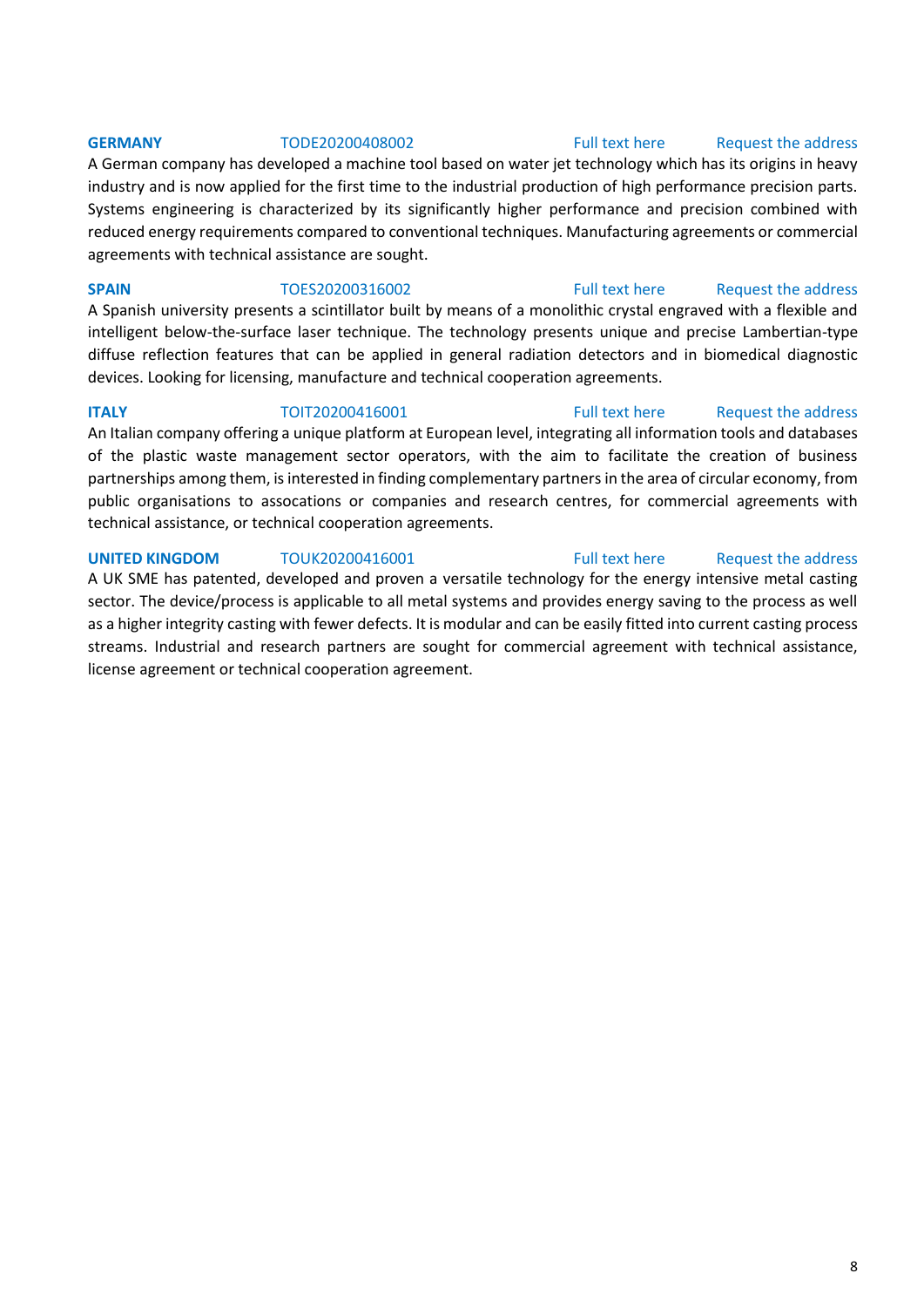**GERMANY** TODE20200408002 Full text here Request the address

A German company has developed a machine tool based on water jet technology which has its origins in heavy industry and is now applied for the first time to the industrial production of high performance precision parts. Systems engineering is characterized by its significantly higher performance and precision combined with reduced energy requirements compared to conventional techniques. Manufacturing agreements or commercial agreements with technical assistance are sought.

**SPAIN** TOES20200316002 Full text here Request the address

A Spanish university presents a scintillator built by means of a monolithic crystal engraved with a flexible and intelligent below-the-surface laser technique. The technology presents unique and precise Lambertian-type diffuse reflection features that can be applied in general radiation detectors and in biomedical diagnostic devices. Looking for licensing, manufacture and technical cooperation agreements.

**ITALY** TOIT20200416001 Full text here Request the address

An Italian company offering a unique platform at European level, integrating all information tools and databases of the plastic waste management sector operators, with the aim to facilitate the creation of business partnerships among them, is interested in finding complementary partners in the area of circular economy, from public organisations to assocations or companies and research centres, for commercial agreements with technical assistance, or technical cooperation agreements.

**UNITED KINGDOM** TOUK20200416001 Full text here Request the address

A UK SME has patented, developed and proven a versatile technology for the energy intensive metal casting sector. The device/process is applicable to all metal systems and provides energy saving to the process as well as a higher integrity casting with fewer defects. It is modular and can be easily fitted into current casting process streams. Industrial and research partners are sought for commercial agreement with technical assistance, license agreement or technical cooperation agreement.